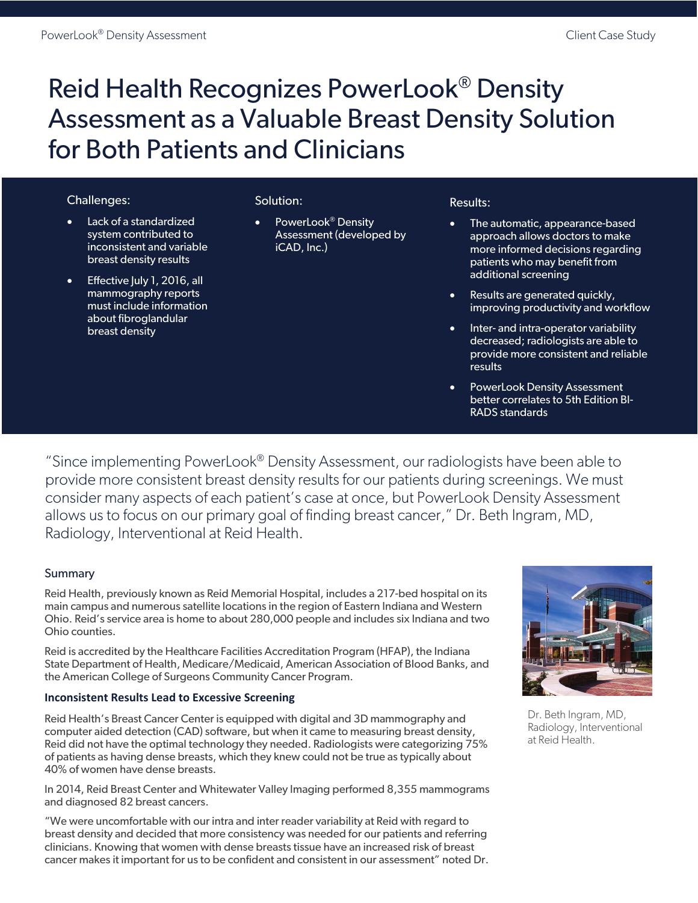# Reid Health Recognizes PowerLook® Density Assessment as a Valuable Breast Density Solution for Both Patients and Clinicians

**Challenges:**

- Lack of a standardized system contributed to inconsistent and variable breast density results
- Effective July 1, 2016, all mammography reports must include information about fibroglandular breast density

**Solution:**

- PowerLook® Density Assessment (developed by iCAD, Inc.)

**Results:**

- The automatic, appearance-based approach allows doctors to make more informed decisions regarding patients who may benefit from additional screening
- Results are generated quickly, improving productivity and workflow
- Inter- and intra-operator variability decreased; radiologists are able to provide more consistent and reliable results
- PowerLook Density Assessment better correlates to 5th Edition BI-RADS standards

"Since implementing PowerLook® Density Assessment, our radiologists have been able to provide more consistent breast density results for our patients during screenings. We must consider many aspects of each patient's case at once, but PowerLook Density Assessment allows us to focus on our primary goal of finding breast cancer," Dr. Beth Ingram, MD, Radiology, Interventional at Reid Health.

## Summary

Reid Health, previously known as Reid Memorial Hospital, includes a 217-bed hospital on its main campus and numerous satellite locations in the region of Eastern Indiana and Western Ohio. Reid's service area is home to about 280,000 people and includes six Indiana and two Ohio counties.

Reid is accredited by the Healthcare Facilities Accreditation Program (HFAP), the Indiana State Department of Health, Medicare/Medicaid, American Association of Blood Banks, and the American College of Surgeons Community Cancer Program.

Dr. Beth Ingram, MD, Radiology, Interventional at Reid Health.

### Inconsistent Results Lead to Excessive Screening

Reid Health's Breast Cancer Center is equipped with digital and 3D mammography and computer aided detection (CAD) software, but when it came to measuring breast density, Reid did not have the optimal technology they needed. Radiologists were categorizing 75% of patients as having dense breasts, which they knew could not be true as typically about 40% of women have dense breasts.

In 2014, Reid Breast Center and Whitewater Valley Imaging performed 8,355 mammograms and diagnosed 82 breast cancers.

"We were uncomfortable with our intra and inter reader variability at Reid with regard to breast density and decided that more consistency was needed for our patients and referring clinicians. Knowing that women with dense breasts tissue have an increased risk of breast cancer makes it important for us to be confident and consistent in our assessment" noted Dr.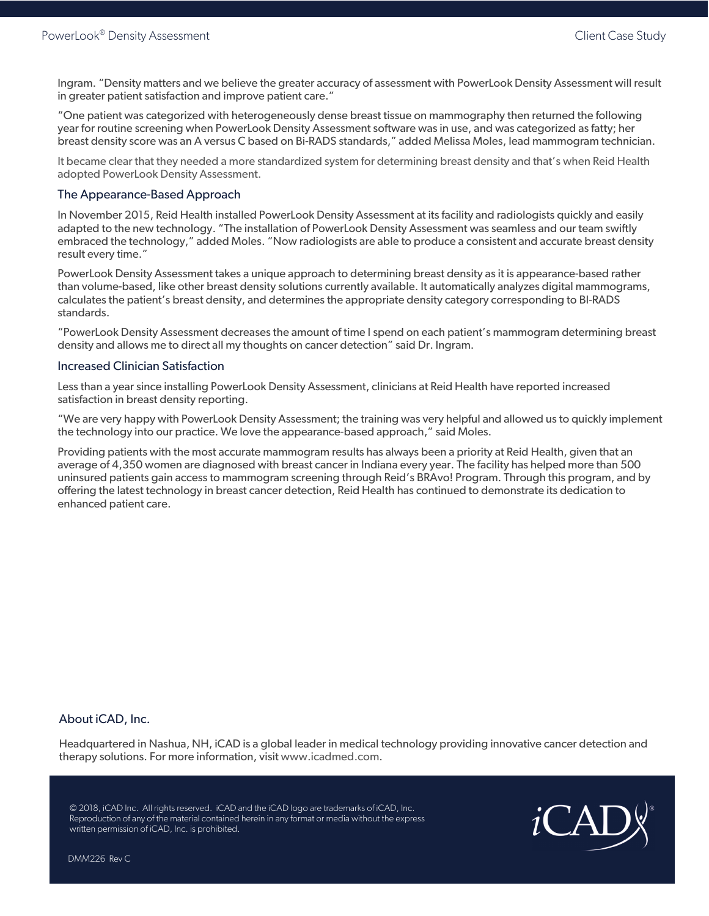Ingram. "Density matters and we believe the greater accuracy of assessment with PowerLook Density Assessment will result in greater patient satisfaction and improve patient care."

"One patient was categorized with heterogeneously dense breast tissue on mammography then returned the following year for routine screening when PowerLook Density Assessment software was in use, and was categorized as fatty; her breast density score was an A versus C based on Bi-RADS standards," added Melissa Moles, lead mammogram technician.

It became clear that they needed a more standardized system for determining breast density and that's when Reid Health adopted PowerLook Density Assessment.

## The Appearance-Based Approach

In November 2015, Reid Health installed PowerLook Density Assessment at its facility and radiologists quickly and easily adapted to the new technology. "The installation of PowerLook Density Assessment was seamless and our team swiftly embraced the technology," added Moles. "Now radiologists are able to produce a consistent and accurate breast density result every time."

PowerLook Density Assessment takes a unique approach to determining breast density as it is appearance-based rather than volume-based, like other breast density solutions currently available. It automatically analyzes digital mammograms, calculates the patient's breast density, and determines the appropriate density category corresponding to BI-RADS standards.

"PowerLook Density Assessment decreases the amount of time I spend on each patient's mammogram determining breast density and allows me to direct all my thoughts on cancer detection" said Dr. Ingram.

## Increased Clinician Satisfaction

Less than a year since installing PowerLook Density Assessment, clinicians at Reid Health have reported increased satisfaction in breast density reporting.

"We are very happy with PowerLook Density Assessment; the training was very helpful and allowed us to quickly implement the technology into our practice. We love the appearance-based approach," said Moles.

Providing patients with the most accurate mammogram results has always been a priority at Reid Health, given that an average of 4,350 women are diagnosed with breast cancer in Indiana every year. The facility has helped more than 500 uninsured patients gain access to mammogram screening through Reid's BRAvo! Program. Through this program, and by offering the latest technology in breast cancer detection, Reid Health has continued to demonstrate its dedication to enhanced patient care.

## About iCAD, Inc.

Headquartered in Nashua, NH, iCAD is a global leader in medical technology providing innovative cancer detection and therapy solutions. For more information, visit www.icadmed.com.

© 2018, iCAD Inc. All rights reserved. iCAD and the iCAD logo are trademarks of iCAD, Inc. Reproduction of any of the material contained herein in any format or media without the express written permission of iCAD, Inc. is prohibited.

iCAD®

DMM226 Rev C